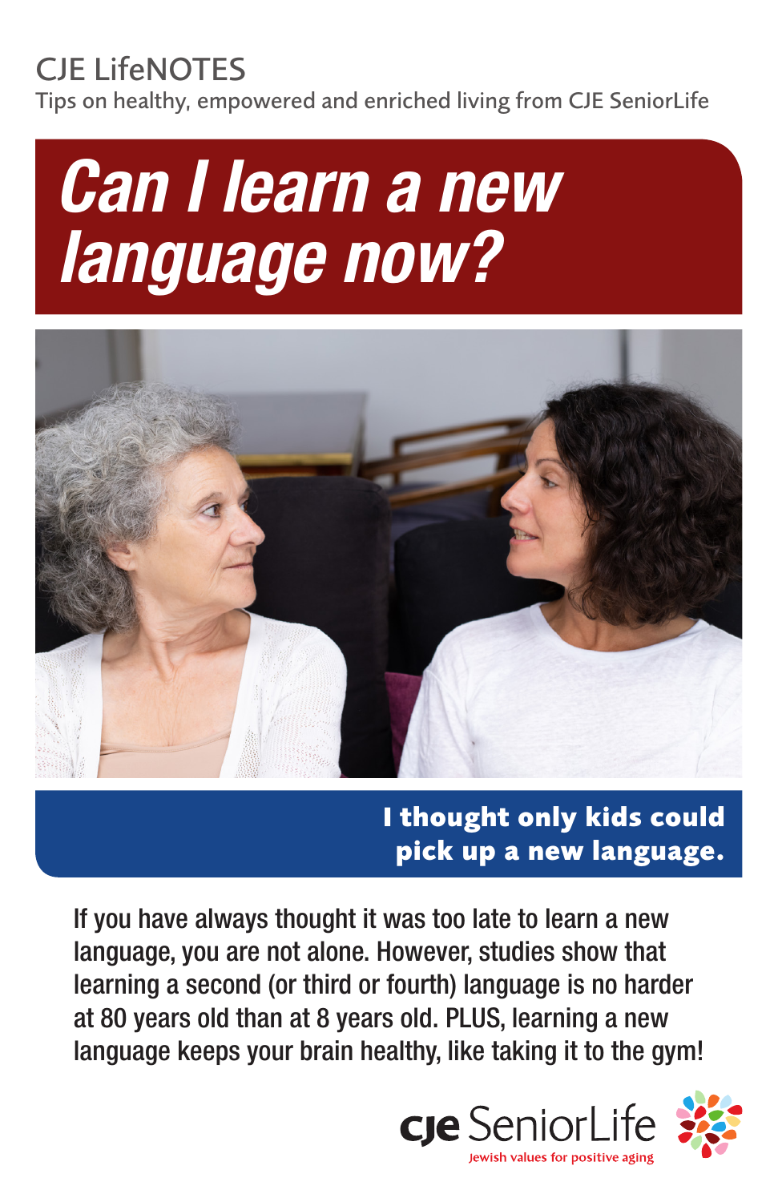CJE LifeNOTES

Tips on healthy, empowered and enriched living from CJE SeniorLife

# *Can I learn a new language now?*

## I thought only kids could pick up a new language.

If you have always thought it was too late to learn a new language, you are not alone. However, studies show that learning a second (or third or fourth) language is no harder at 80 years old than at 8 years old. PLUS, learning a new language keeps your brain healthy, like taking it to the gym!

CJE SeniorLife

Jewish values for positive aging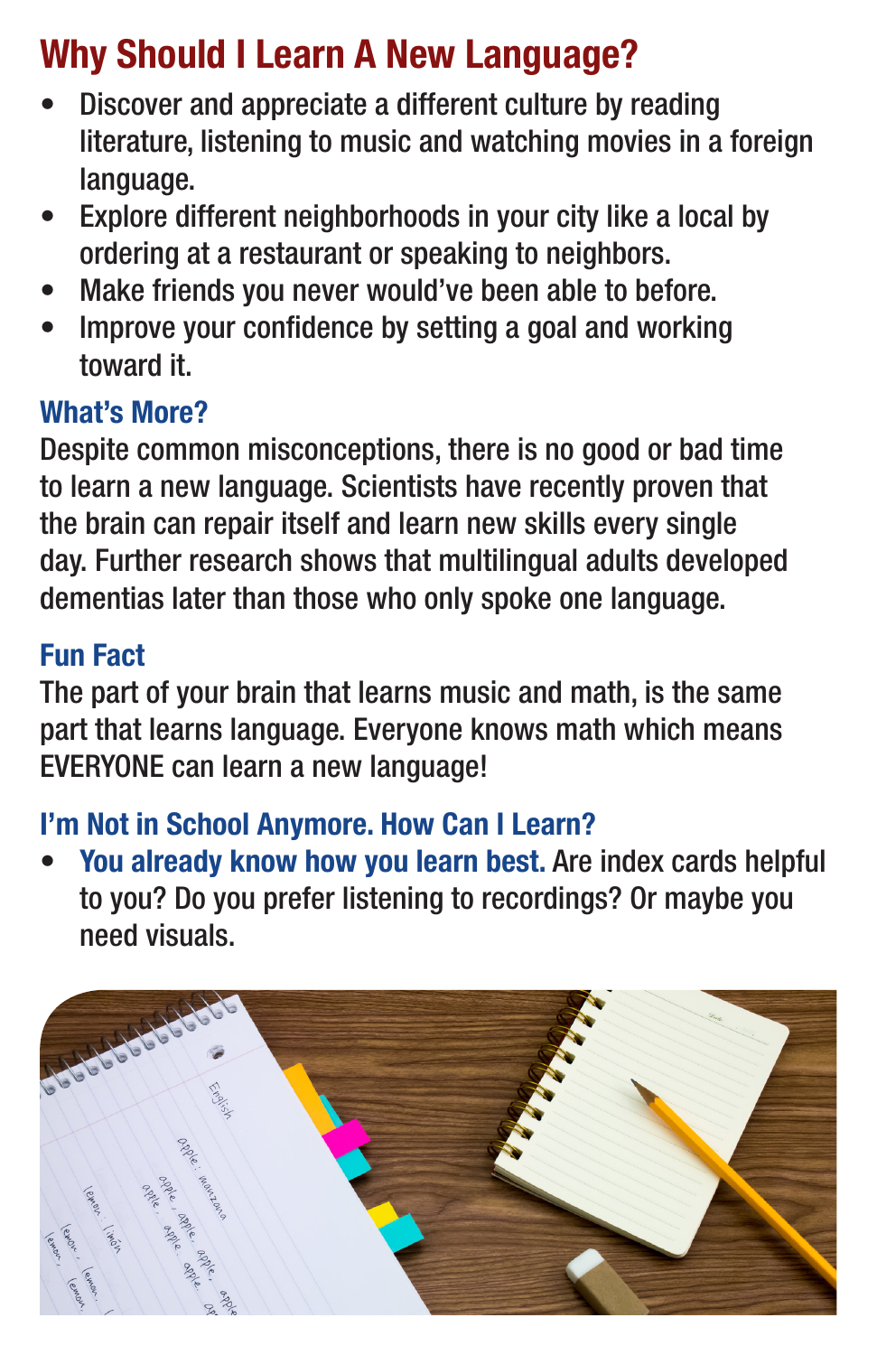## Why Should I Learn A New Language?

- Discover and appreciate a different culture by reading literature, listening to music and watching movies in a foreign language.
- Explore different neighborhoods in your city like a local by ordering at a restaurant or speaking to neighbors.
- Make friends you never would've been able to before.
- Improve your confidence by setting a goal and working toward it.

### What's More?

Despite common misconceptions, there is no good or bad time to learn a new language. Scientists have recently proven that the brain can repair itself and learn new skills every single day. Further research shows that multilingual adults developed dementias later than those who only spoke one language.

### Fun Fact

The part of your brain that learns music and math, is the same part that learns language. Everyone knows math which means EVERYONE can learn a new language!

### I'm Not in School Anymore. How Can I Learn?

- **You already know how you learn best.** Are index cards helpful to you? Do you prefer listening to recordings? Or maybe you need visuals.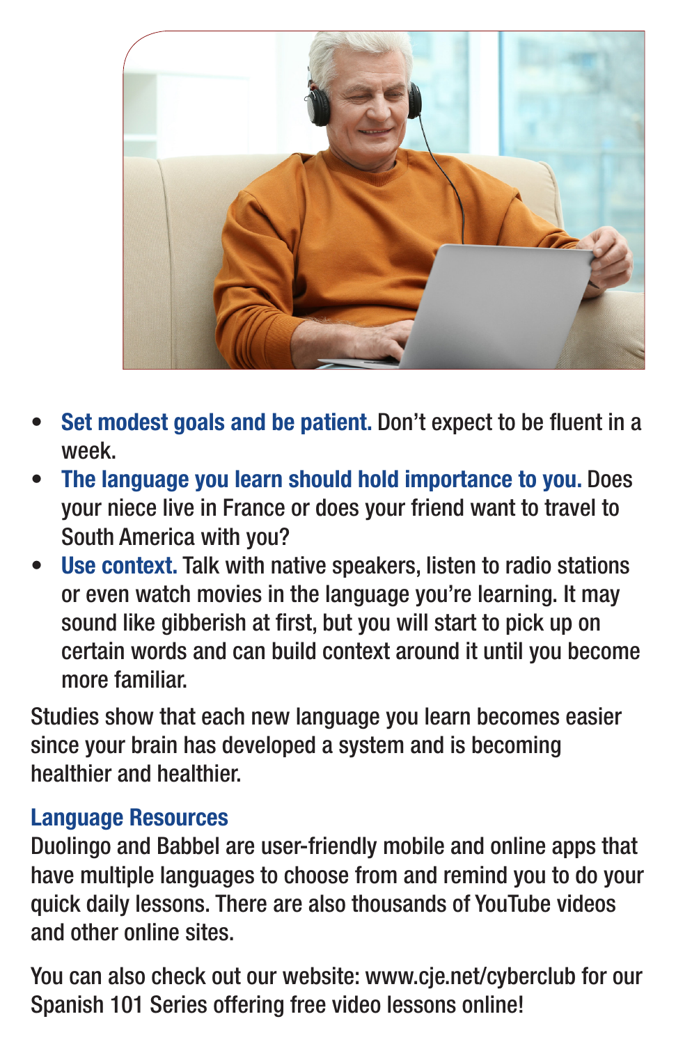- **Set modest goals and be patient.** Don't expect to be fluent in a week.
- **The language you learn should hold importance to you.** Does your niece live in France or does your friend want to travel to South America with you?
- **Use context.** Talk with native speakers, listen to radio stations or even watch movies in the language you're learning. It may sound like gibberish at first, but you will start to pick up on certain words and can build context around it until you become more familiar.

Studies show that each new language you learn becomes easier since your brain has developed a system and is becoming healthier and healthier.

## Language Resources

Duolingo and Babbel are user-friendly mobile and online apps that have multiple languages to choose from and remind you to do your quick daily lessons. There are also thousands of YouTube videos and other online sites.

You can also check out our website: www.cje.net/cyberclub for our Spanish 101 Series offering free video lessons online!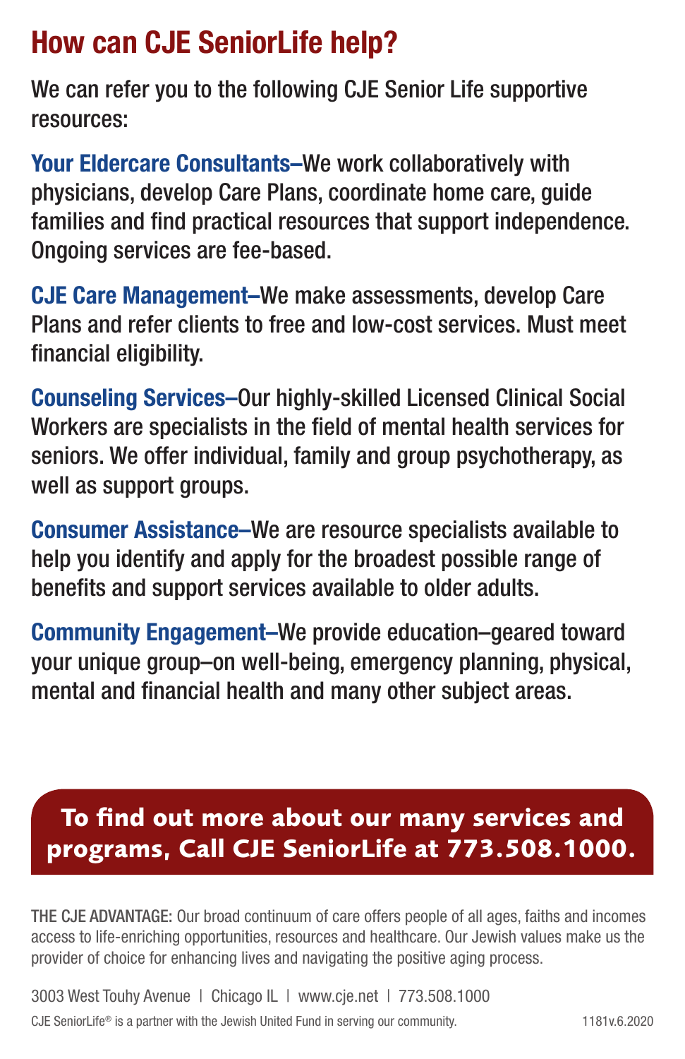# How can CJE SeniorLife help?

We can refer you to the following CJE Senior Life supportive resources:

**Your Eldercare Consultants**–We work collaboratively with physicians, develop Care Plans, coordinate home care, guide families and find practical resources that support independence. Ongoing services are fee-based.

**CJE Care Management**–We make assessments, develop Care Plans and refer clients to free and low-cost services. Must meet financial eligibility.

**Counseling Services**–Our highly-skilled Licensed Clinical Social Workers are specialists in the field of mental health services for seniors. We offer individual, family and group psychotherapy, as well as support groups.

**Consumer Assistance**–We are resource specialists available to help you identify and apply for the broadest possible range of benefits and support services available to older adults.

**Community Engagement**–We provide education–geared toward your unique group–on well-being, emergency planning, physical, mental and financial health and many other subject areas.

**To find out more about our many services and programs, Call CJE SeniorLife at 773.508.1000.**

THE CJE ADVANTAGE: Our broad continuum of care offers people of all ages, faiths and incomes access to life-enriching opportunities, resources and healthcare. Our Jewish values make us the provider of choice for enhancing lives and navigating the positive aging process.

3003 West Touhy Avenue | Chicago IL | www.cje.net | 773.508.1000

CJE SeniorLife® is a partner with the Jewish United Fund in serving our community.

1181v.6.2020